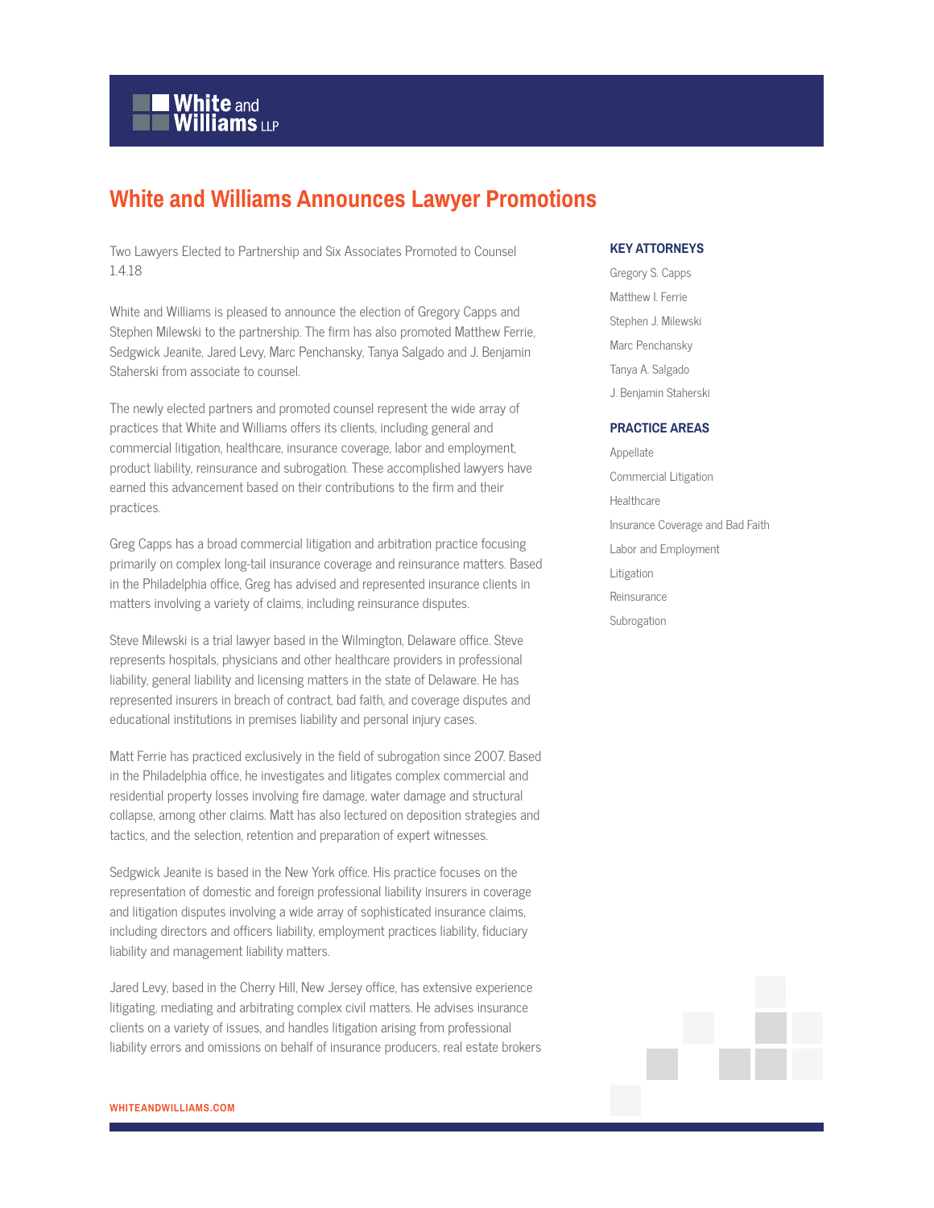# White and Williams Announces Lawyer Promotions

Two Lawyers Elected to Partnership and Six Associates Promoted to Counsel
1.4.18

White and Williams is pleased to announce the election of Gregory Capps and Stephen Milewski to the partnership. The firm has also promoted Matthew Ferrie, Sedgwick Jeanite, Jared Levy, Marc Penchansky, Tanya Salgado and J. Benjamin Staherski from associate to counsel.

The newly elected partners and promoted counsel represent the wide array of practices that White and Williams offers its clients, including general and commercial litigation, healthcare, insurance coverage, labor and employment, product liability, reinsurance and subrogation. These accomplished lawyers have earned this advancement based on their contributions to the firm and their practices.

Greg Capps has a broad commercial litigation and arbitration practice focusing primarily on complex long-tail insurance coverage and reinsurance matters. Based in the Philadelphia office, Greg has advised and represented insurance clients in matters involving a variety of claims, including reinsurance disputes.

Steve Milewski is a trial lawyer based in the Wilmington, Delaware office. Steve represents hospitals, physicians and other healthcare providers in professional liability, general liability and licensing matters in the state of Delaware. He has represented insurers in breach of contract, bad faith, and coverage disputes and educational institutions in premises liability and personal injury cases.

Matt Ferrie has practiced exclusively in the field of subrogation since 2007. Based in the Philadelphia office, he investigates and litigates complex commercial and residential property losses involving fire damage, water damage and structural collapse, among other claims. Matt has also lectured on deposition strategies and tactics, and the selection, retention and preparation of expert witnesses.

Sedgwick Jeanite is based in the New York office. His practice focuses on the representation of domestic and foreign professional liability insurers in coverage and litigation disputes involving a wide array of sophisticated insurance claims, including directors and officers liability, employment practices liability, fiduciary liability and management liability matters.

Jared Levy, based in the Cherry Hill, New Jersey office, has extensive experience litigating, mediating and arbitrating complex civil matters. He advises insurance clients on a variety of issues, and handles litigation arising from professional liability errors and omissions on behalf of insurance producers, real estate brokers

### KEY ATTORNEYS

- Gregory S. Capps
- Matthew I. Ferrie
- Stephen J. Milewski
- Marc Penchansky
- Tanya A. Salgado
- J. Benjamin Staherski

### PRACTICE AREAS

- Appellate
- Commercial Litigation
- Healthcare
- Insurance Coverage and Bad Faith
- Labor and Employment
- Litigation
- Reinsurance
- Subrogation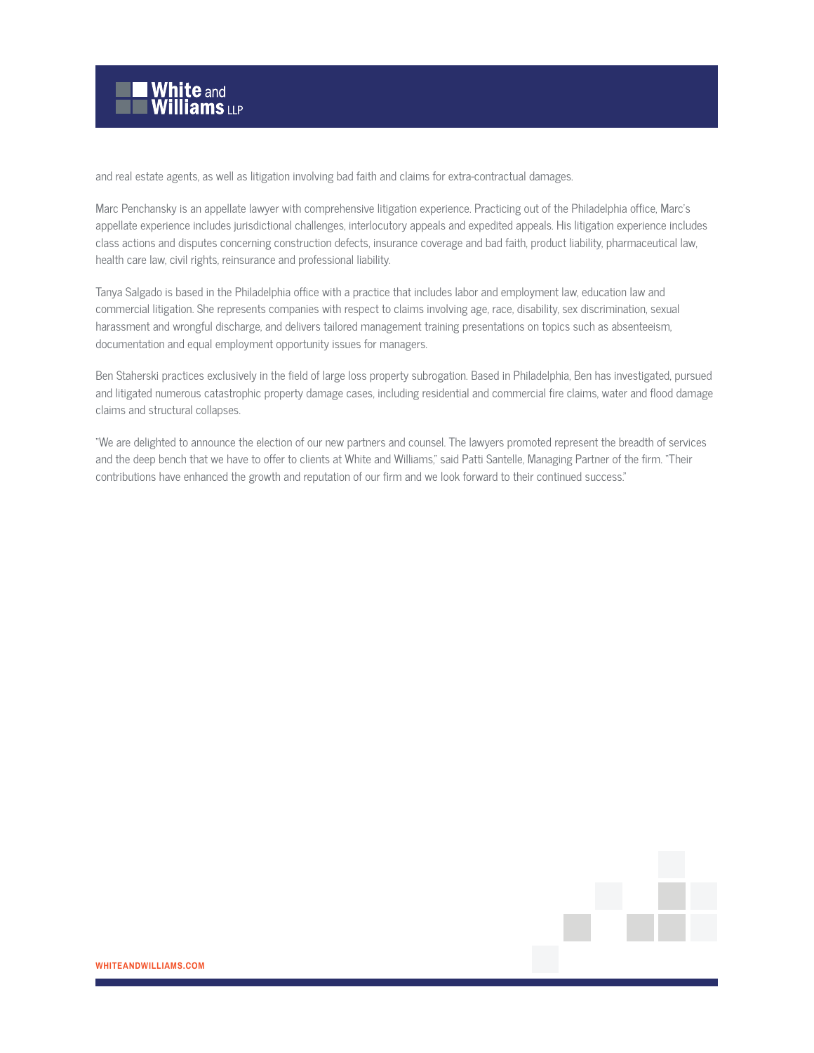and real estate agents, as well as litigation involving bad faith and claims for extra-contractual damages.

Marc Penchansky is an appellate lawyer with comprehensive litigation experience. Practicing out of the Philadelphia office, Marc's appellate experience includes jurisdictional challenges, interlocutory appeals and expedited appeals. His litigation experience includes class actions and disputes concerning construction defects, insurance coverage and bad faith, product liability, pharmaceutical law, health care law, civil rights, reinsurance and professional liability.

Tanya Salgado is based in the Philadelphia office with a practice that includes labor and employment law, education law and commercial litigation. She represents companies with respect to claims involving age, race, disability, sex discrimination, sexual harassment and wrongful discharge, and delivers tailored management training presentations on topics such as absenteeism, documentation and equal employment opportunity issues for managers.

Ben Staherski practices exclusively in the field of large loss property subrogation. Based in Philadelphia, Ben has investigated, pursued and litigated numerous catastrophic property damage cases, including residential and commercial fire claims, water and flood damage claims and structural collapses.

"We are delighted to announce the election of our new partners and counsel. The lawyers promoted represent the breadth of services and the deep bench that we have to offer to clients at White and Williams," said Patti Santelle, Managing Partner of the firm. "Their contributions have enhanced the growth and reputation of our firm and we look forward to their continued success."